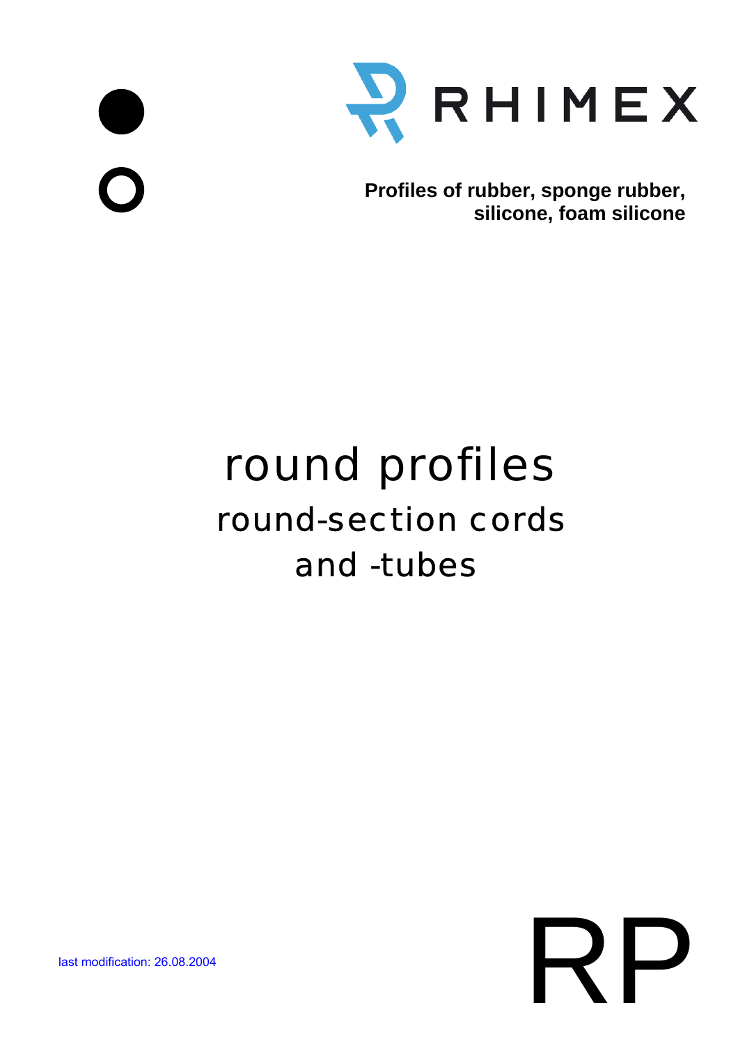RHIMEX

**Profiles of rubber, sponge rubber, silicone, foam silicone**

# round profiles

## round-section cords and -tubes

last modification: 26.08.2004

RP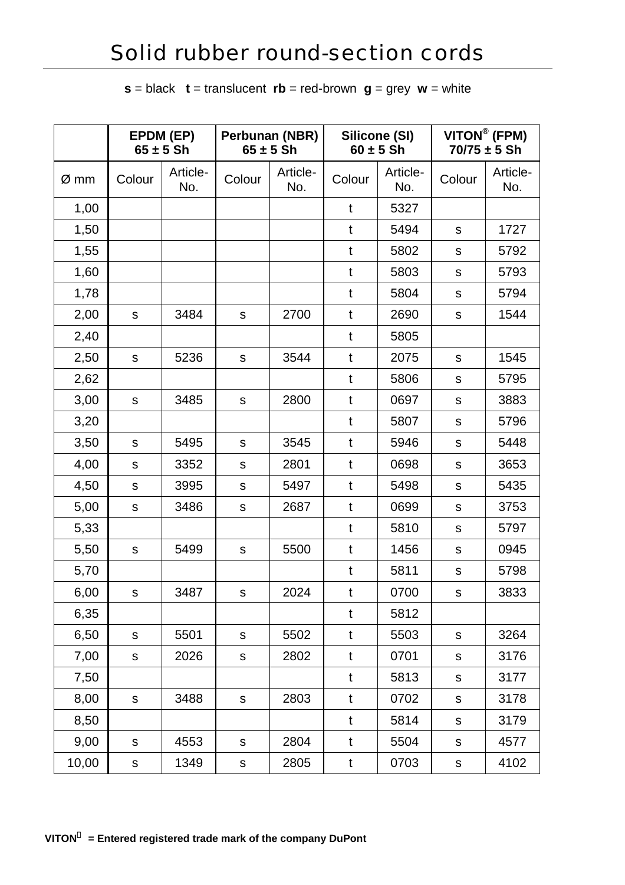# Solid rubber round-section cords

**s** = black **t** = translucent **rb** = red-brown **g** = grey **w** = white

| | EPDM (EP) 65 ± 5 Sh | | Perbunan (NBR) 65 ± 5 Sh | | Silicone (SI) 60 ± 5 Sh | | VITON® (FPM) 70/75 ± 5 Sh | |
|---|---|---|---|---|---|---|---|---|
| Ø mm | Colour | Article-No. | Colour | Article-No. | Colour | Article-No. | Colour | Article-No. |
| 1,00 | | | | | t | 5327 | | |
| 1,50 | | | | | t | 5494 | s | 1727 |
| 1,55 | | | | | t | 5802 | s | 5792 |
| 1,60 | | | | | t | 5803 | s | 5793 |
| 1,78 | | | | | t | 5804 | s | 5794 |
| 2,00 | s | 3484 | s | 2700 | t | 2690 | s | 1544 |
| 2,40 | | | | | t | 5805 | | |
| 2,50 | s | 5236 | s | 3544 | t | 2075 | s | 1545 |
| 2,62 | | | | | t | 5806 | s | 5795 |
| 3,00 | s | 3485 | s | 2800 | t | 0697 | s | 3883 |
| 3,20 | | | | | t | 5807 | s | 5796 |
| 3,50 | s | 5495 | s | 3545 | t | 5946 | s | 5448 |
| 4,00 | s | 3352 | s | 2801 | t | 0698 | s | 3653 |
| 4,50 | s | 3995 | s | 5497 | t | 5498 | s | 5435 |
| 5,00 | s | 3486 | s | 2687 | t | 0699 | s | 3753 |
| 5,33 | | | | | t | 5810 | s | 5797 |
| 5,50 | s | 5499 | s | 5500 | t | 1456 | s | 0945 |
| 5,70 | | | | | t | 5811 | s | 5798 |
| 6,00 | s | 3487 | s | 2024 | t | 0700 | s | 3833 |
| 6,35 | | | | | t | 5812 | | |
| 6,50 | s | 5501 | s | 5502 | t | 5503 | s | 3264 |
| 7,00 | s | 2026 | s | 2802 | t | 0701 | s | 3176 |
| 7,50 | | | | | t | 5813 | s | 3177 |
| 8,00 | s | 3488 | s | 2803 | t | 0702 | s | 3178 |
| 8,50 | | | | | t | 5814 | s | 3179 |
| 9,00 | s | 4553 | s | 2804 | t | 5504 | s | 4577 |
| 10,00 | s | 1349 | s | 2805 | t | 0703 | s | 4102 |

**VITON® = Entered registered trade mark of the company DuPont**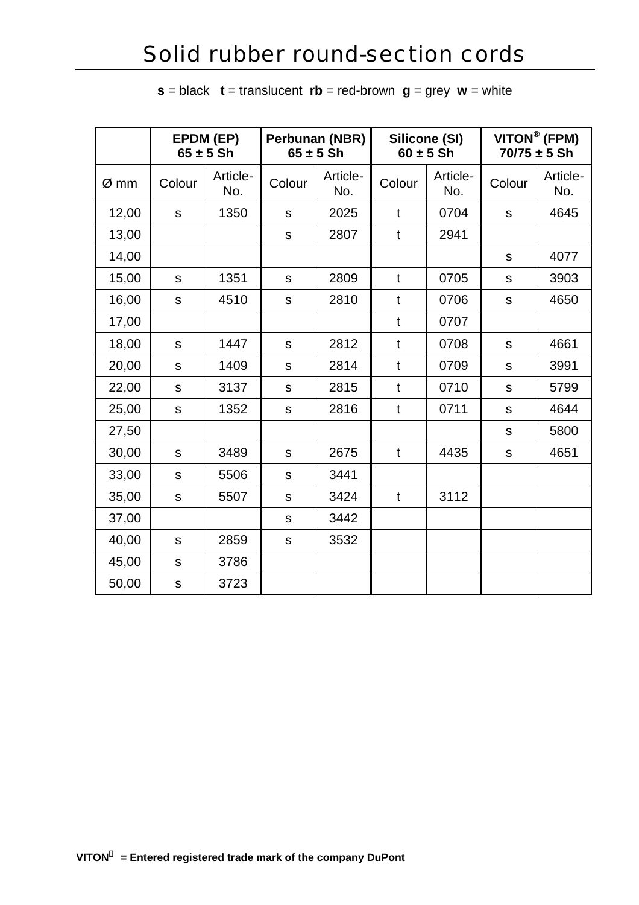# Solid rubber round-section cords

**s** = black **t** = translucent **rb** = red-brown **g** = grey **w** = white

| | **EPDM (EP) 65 ± 5 Sh** | | **Perbunan (NBR) 65 ± 5 Sh** | | **Silicone (SI) 60 ± 5 Sh** | | **VITON® (FPM) 70/75 ± 5 Sh** | |
|---|---|---|---|---|---|---|---|---|
| Ø mm | Colour | Article-No. | Colour | Article-No. | Colour | Article-No. | Colour | Article-No. |
| 12,00 | s | 1350 | s | 2025 | t | 0704 | s | 4645 |
| 13,00 | | | s | 2807 | t | 2941 | | |
| 14,00 | | | | | | | s | 4077 |
| 15,00 | s | 1351 | s | 2809 | t | 0705 | s | 3903 |
| 16,00 | s | 4510 | s | 2810 | t | 0706 | s | 4650 |
| 17,00 | | | | | t | 0707 | | |
| 18,00 | s | 1447 | s | 2812 | t | 0708 | s | 4661 |
| 20,00 | s | 1409 | s | 2814 | t | 0709 | s | 3991 |
| 22,00 | s | 3137 | s | 2815 | t | 0710 | s | 5799 |
| 25,00 | s | 1352 | s | 2816 | t | 0711 | s | 4644 |
| 27,50 | | | | | | | s | 5800 |
| 30,00 | s | 3489 | s | 2675 | t | 4435 | s | 4651 |
| 33,00 | s | 5506 | s | 3441 | | | | |
| 35,00 | s | 5507 | s | 3424 | t | 3112 | | |
| 37,00 | | | s | 3442 | | | | |
| 40,00 | s | 2859 | s | 3532 | | | | |
| 45,00 | s | 3786 | | | | | | |
| 50,00 | s | 3723 | | | | | | |

**VITON® = Entered registered trade mark of the company DuPont**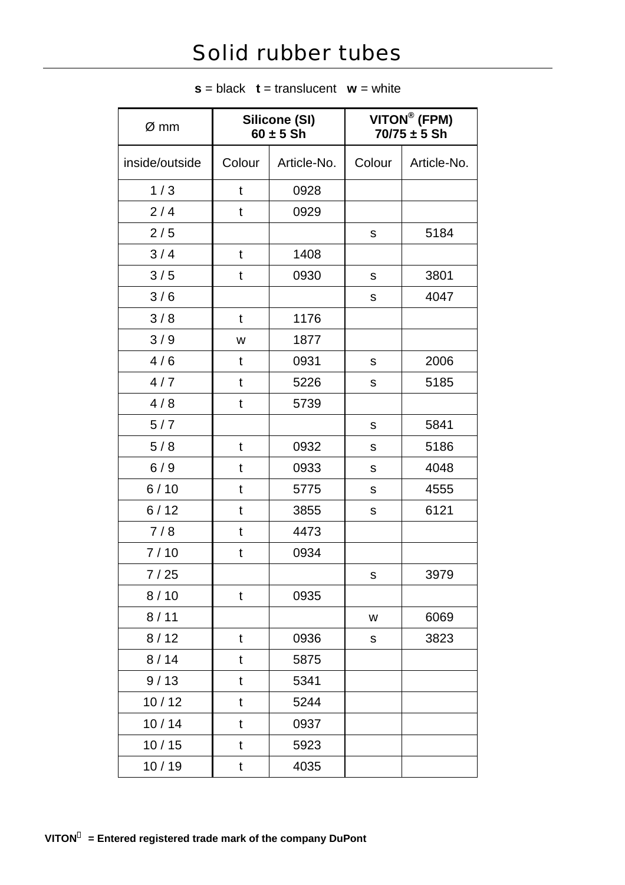# Solid rubber tubes

**s** = black **t** = translucent **w** = white

| Ø mm | Silicone (SI) 60 ± 5 Sh | | VITON® (FPM) 70/75 ± 5 Sh | |
|---|---|---|---|---|
| inside/outside | Colour | Article-No. | Colour | Article-No. |
| 1 / 3 | t | 0928 | | |
| 2 / 4 | t | 0929 | | |
| 2 / 5 | | | s | 5184 |
| 3 / 4 | t | 1408 | | |
| 3 / 5 | t | 0930 | s | 3801 |
| 3 / 6 | | | s | 4047 |
| 3 / 8 | t | 1176 | | |
| 3 / 9 | w | 1877 | | |
| 4 / 6 | t | 0931 | s | 2006 |
| 4 / 7 | t | 5226 | s | 5185 |
| 4 / 8 | t | 5739 | | |
| 5 / 7 | | | s | 5841 |
| 5 / 8 | t | 0932 | s | 5186 |
| 6 / 9 | t | 0933 | s | 4048 |
| 6 / 10 | t | 5775 | s | 4555 |
| 6 / 12 | t | 3855 | s | 6121 |
| 7 / 8 | t | 4473 | | |
| 7 / 10 | t | 0934 | | |
| 7 / 25 | | | s | 3979 |
| 8 / 10 | t | 0935 | | |
| 8 / 11 | | | w | 6069 |
| 8 / 12 | t | 0936 | s | 3823 |
| 8 / 14 | t | 5875 | | |
| 9 / 13 | t | 5341 | | |
| 10 / 12 | t | 5244 | | |
| 10 / 14 | t | 0937 | | |
| 10 / 15 | t | 5923 | | |
| 10 / 19 | t | 4035 | | |

**VITON® = Entered registered trade mark of the company DuPont**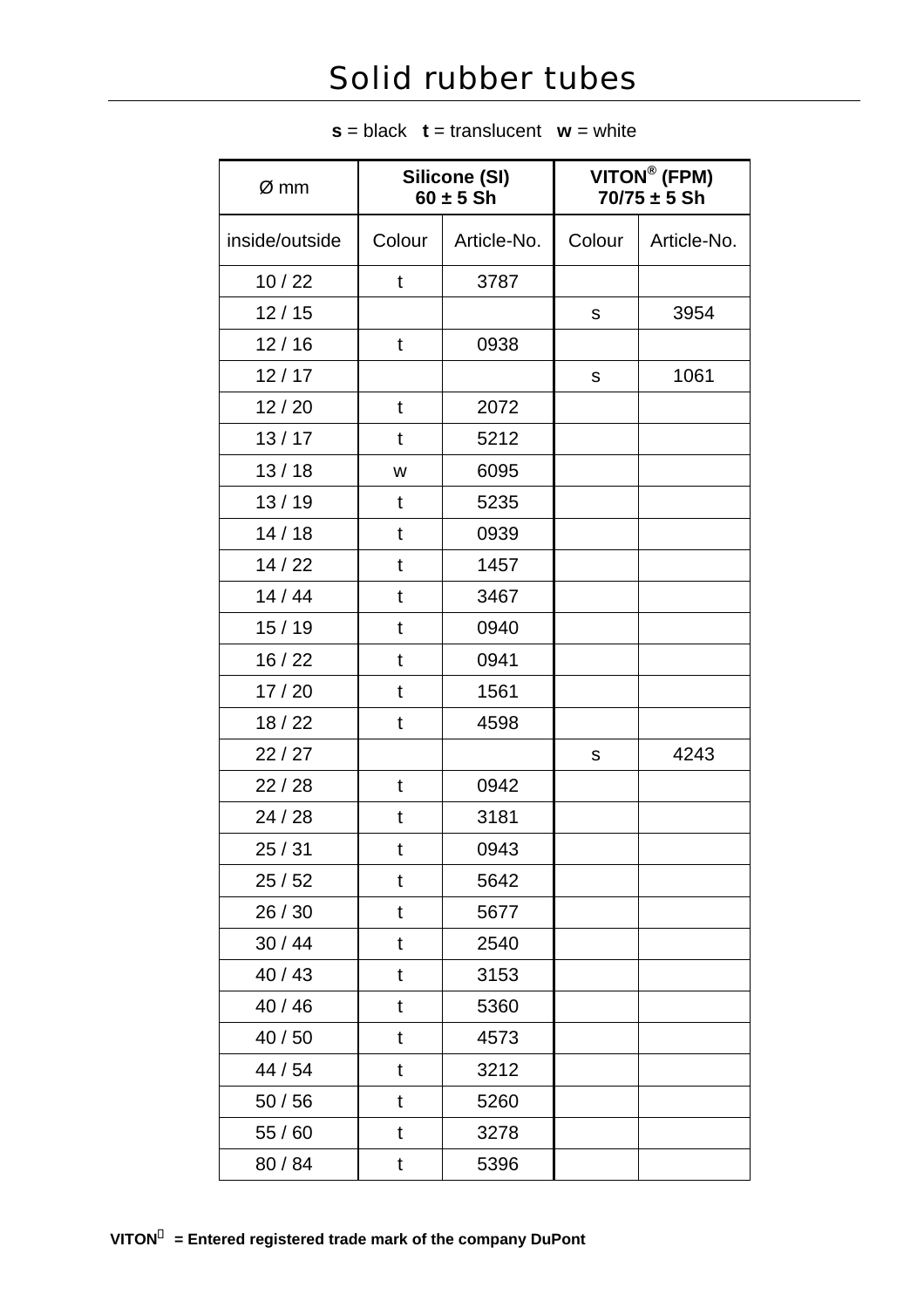# Solid rubber tubes

**s** = black **t** = translucent **w** = white

| Ø mm | Silicone (SI) 60 ± 5 Sh | | VITON® (FPM) 70/75 ± 5 Sh | |
|---|---|---|---|---|
| inside/outside | Colour | Article-No. | Colour | Article-No. |
| 10 / 22 | t | 3787 | | |
| 12 / 15 | | | s | 3954 |
| 12 / 16 | t | 0938 | | |
| 12 / 17 | | | s | 1061 |
| 12 / 20 | t | 2072 | | |
| 13 / 17 | t | 5212 | | |
| 13 / 18 | w | 6095 | | |
| 13 / 19 | t | 5235 | | |
| 14 / 18 | t | 0939 | | |
| 14 / 22 | t | 1457 | | |
| 14 / 44 | t | 3467 | | |
| 15 / 19 | t | 0940 | | |
| 16 / 22 | t | 0941 | | |
| 17 / 20 | t | 1561 | | |
| 18 / 22 | t | 4598 | | |
| 22 / 27 | | | s | 4243 |
| 22 / 28 | t | 0942 | | |
| 24 / 28 | t | 3181 | | |
| 25 / 31 | t | 0943 | | |
| 25 / 52 | t | 5642 | | |
| 26 / 30 | t | 5677 | | |
| 30 / 44 | t | 2540 | | |
| 40 / 43 | t | 3153 | | |
| 40 / 46 | t | 5360 | | |
| 40 / 50 | t | 4573 | | |
| 44 / 54 | t | 3212 | | |
| 50 / 56 | t | 5260 | | |
| 55 / 60 | t | 3278 | | |
| 80 / 84 | t | 5396 | | |

**VITON® = Entered registered trade mark of the company DuPont**